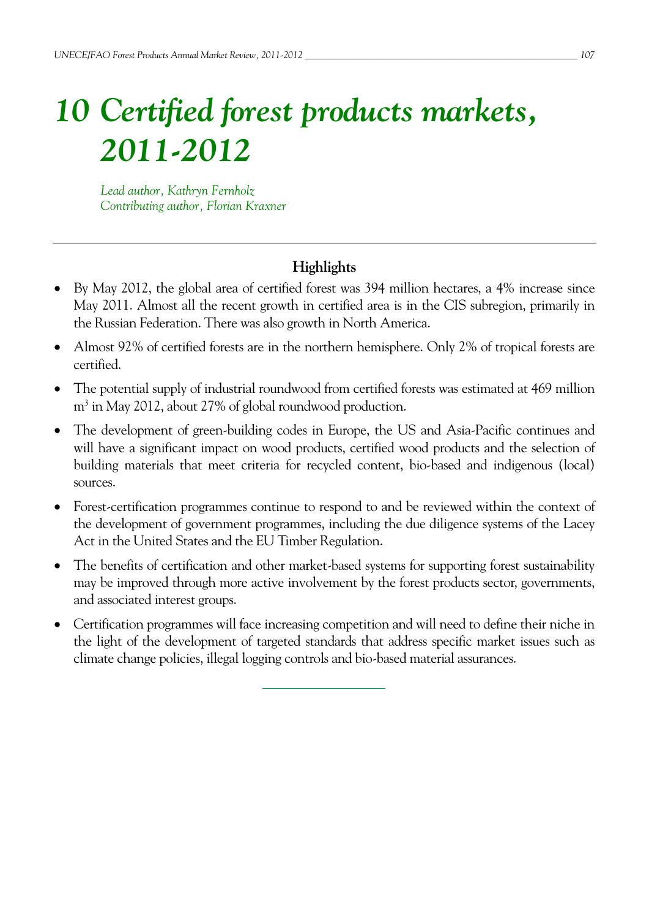# 10 Certified forest products markets, 2011-2012

*Lead author, Kathryn Fernholz*
*Contributing author, Florian Kraxner*

---

## Highlights

- By May 2012, the global area of certified forest was 394 million hectares, a 4% increase since May 2011. Almost all the recent growth in certified area is in the CIS subregion, primarily in the Russian Federation. There was also growth in North America.
- Almost 92% of certified forests are in the northern hemisphere. Only 2% of tropical forests are certified.
- The potential supply of industrial roundwood from certified forests was estimated at 469 million $m^3$ in May 2012, about 27% of global roundwood production.
- The development of green-building codes in Europe, the US and Asia-Pacific continues and will have a significant impact on wood products, certified wood products and the selection of building materials that meet criteria for recycled content, bio-based and indigenous (local) sources.
- Forest-certification programmes continue to respond to and be reviewed within the context of the development of government programmes, including the due diligence systems of the Lacey Act in the United States and the EU Timber Regulation.
- The benefits of certification and other market-based systems for supporting forest sustainability may be improved through more active involvement by the forest products sector, governments, and associated interest groups.
- Certification programmes will face increasing competition and will need to define their niche in the light of the development of targeted standards that address specific market issues such as climate change policies, illegal logging controls and bio-based material assurances.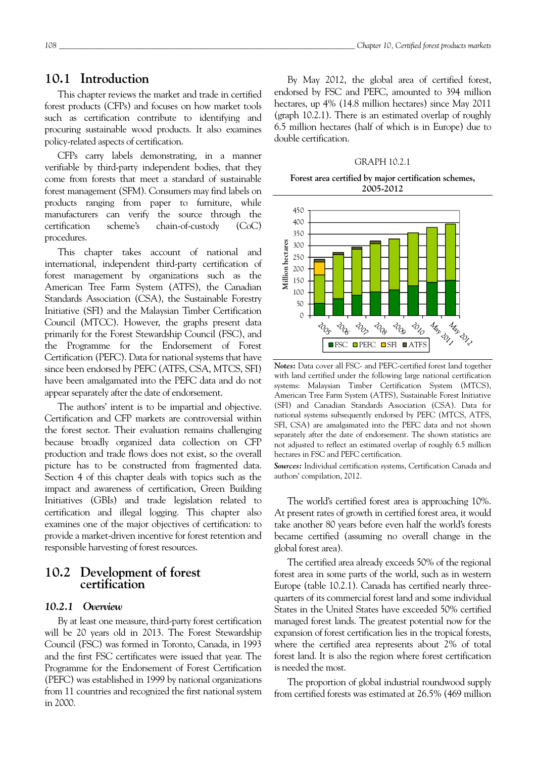## 10.1 Introduction

This chapter reviews the market and trade in certified forest products (CFPs) and focuses on how market tools such as certification contribute to identifying and procuring sustainable wood products. It also examines policy-related aspects of certification.

CFPs carry labels demonstrating, in a manner verifiable by third-party independent bodies, that they come from forests that meet a standard of sustainable forest management (SFM). Consumers may find labels on products ranging from paper to furniture, while manufacturers can verify the source through the certification scheme's chain-of-custody (CoC) procedures.

This chapter takes account of national and international, independent third-party certification of forest management by organizations such as the American Tree Farm System (ATFS), the Canadian Standards Association (CSA), the Sustainable Forestry Initiative (SFI) and the Malaysian Timber Certification Council (MTCC). However, the graphs present data primarily for the Forest Stewardship Council (FSC), and the Programme for the Endorsement of Forest Certification (PEFC). Data for national systems that have since been endorsed by PEFC (ATFS, CSA, MTCS, SFI) have been amalgamated into the PEFC data and do not appear separately after the date of endorsement.

The authors' intent is to be impartial and objective. Certification and CFP markets are controversial within the forest sector. Their evaluation remains challenging because broadly organized data collection on CFP production and trade flows does not exist, so the overall picture has to be constructed from fragmented data. Section 4 of this chapter deals with topics such as the impact and awareness of certification, Green Building Initiatives (GBIs) and trade legislation related to certification and illegal logging. This chapter also examines one of the major objectives of certification: to provide a market-driven incentive for forest retention and responsible harvesting of forest resources.

## 10.2 Development of forest certification

### *10.2.1 Overview*

By at least one measure, third-party forest certification will be 20 years old in 2013. The Forest Stewardship Council (FSC) was formed in Toronto, Canada, in 1993 and the first FSC certificates were issued that year. The Programme for the Endorsement of Forest Certification (PEFC) was established in 1999 by national organizations from 11 countries and recognized the first national system in 2000.

By May 2012, the global area of certified forest, endorsed by FSC and PEFC, amounted to 394 million hectares, up 4% (14.8 million hectares) since May 2011 (graph 10.2.1). There is an estimated overlap of roughly 6.5 million hectares (half of which is in Europe) due to double certification.

GRAPH 10.2.1

**Forest area certified by major certification schemes, 2005-2012**

*Notes:* Data cover all FSC- and PEFC-certified forest land together with land certified under the following large national certification systems: Malaysian Timber Certification System (MTCS), American Tree Farm System (ATFS), Sustainable Forest Initiative (SFI) and Canadian Standards Association (CSA). Data for national systems subsequently endorsed by PEFC (MTCS, ATFS, SFI, CSA) are amalgamated into the PEFC data and not shown separately after the date of endorsement. The shown statistics are not adjusted to reflect an estimated overlap of roughly 6.5 million hectares in FSC and PEFC certification.

*Sources:* Individual certification systems, Certification Canada and authors' compilation, 2012.

The world's certified forest area is approaching 10%. At present rates of growth in certified forest area, it would take another 80 years before even half the world's forests became certified (assuming no overall change in the global forest area).

The certified area already exceeds 50% of the regional forest area in some parts of the world, such as in western Europe (table 10.2.1). Canada has certified nearly three-quarters of its commercial forest land and some individual States in the United States have exceeded 50% certified managed forest lands. The greatest potential now for the expansion of forest certification lies in the tropical forests, where the certified area represents about 2% of total forest land. It is also the region where forest certification is needed the most.

The proportion of global industrial roundwood supply from certified forests was estimated at 26.5% (469 million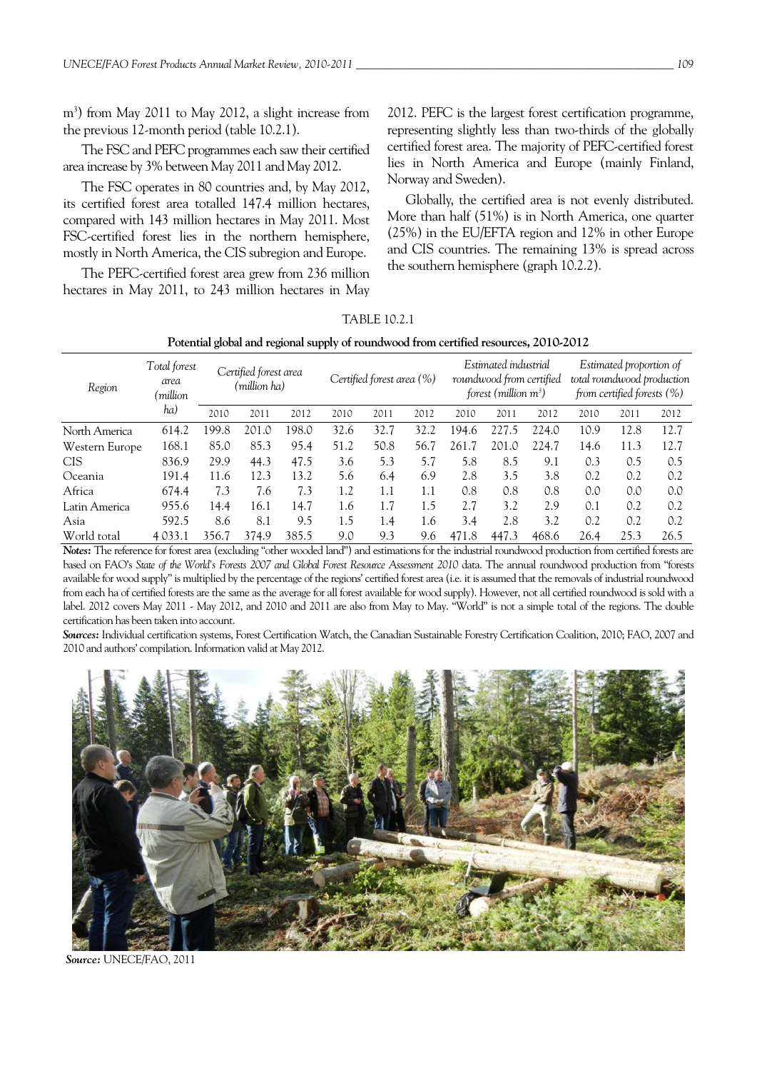$m^3$) from May 2011 to May 2012, a slight increase from the previous 12-month period (table 10.2.1).

The FSC and PEFC programmes each saw their certified area increase by 3% between May 2011 and May 2012.

The FSC operates in 80 countries and, by May 2012, its certified forest area totalled 147.4 million hectares, compared with 143 million hectares in May 2011. Most FSC-certified forest lies in the northern hemisphere, mostly in North America, the CIS subregion and Europe.

The PEFC-certified forest area grew from 236 million hectares in May 2011, to 243 million hectares in May 2012. PEFC is the largest forest certification programme, representing slightly less than two-thirds of the globally certified forest area. The majority of PEFC-certified forest lies in North America and Europe (mainly Finland, Norway and Sweden).

Globally, the certified area is not evenly distributed. More than half (51%) is in North America, one quarter (25%) in the EU/EFTA region and 12% in other Europe and CIS countries. The remaining 13% is spread across the southern hemisphere (graph 10.2.2).

TABLE 10.2.1

**Potential global and regional supply of roundwood from certified resources, 2010-2012**

| *Region* | *Total forest area (million ha)* | *Certified forest area (million ha)* | | | *Certified forest area (%)* | | | *Estimated industrial roundwood from certified forest (million m³)* | | | *Estimated proportion of total roundwood production from certified forests (%)* | | |
|---|---|---|---|---|---|---|---|---|---|---|---|---|---|
| | | 2010 | 2011 | 2012 | 2010 | 2011 | 2012 | 2010 | 2011 | 2012 | 2010 | 2011 | 2012 |
| North America | 614.2 | 199.8 | 201.0 | 198.0 | 32.6 | 32.7 | 32.2 | 194.6 | 227.5 | 224.0 | 10.9 | 12.8 | 12.7 |
| Western Europe | 168.1 | 85.0 | 85.3 | 95.4 | 51.2 | 50.8 | 56.7 | 261.7 | 201.0 | 224.7 | 14.6 | 11.3 | 12.7 |
| CIS | 836.9 | 29.9 | 44.3 | 47.5 | 3.6 | 5.3 | 5.7 | 5.8 | 8.5 | 9.1 | 0.3 | 0.5 | 0.5 |
| Oceania | 191.4 | 11.6 | 12.3 | 13.2 | 5.6 | 6.4 | 6.9 | 2.8 | 3.5 | 3.8 | 0.2 | 0.2 | 0.2 |
| Africa | 674.4 | 7.3 | 7.6 | 7.3 | 1.2 | 1.1 | 1.1 | 0.8 | 0.8 | 0.8 | 0.0 | 0.0 | 0.0 |
| Latin America | 955.6 | 14.4 | 16.1 | 14.7 | 1.6 | 1.7 | 1.5 | 2.7 | 3.2 | 2.9 | 0.1 | 0.2 | 0.2 |
| Asia | 592.5 | 8.6 | 8.1 | 9.5 | 1.5 | 1.4 | 1.6 | 3.4 | 2.8 | 3.2 | 0.2 | 0.2 | 0.2 |
| World total | 4 033.1 | 356.7 | 374.9 | 385.5 | 9.0 | 9.3 | 9.6 | 471.8 | 447.3 | 468.6 | 26.4 | 25.3 | 26.5 |

***Notes:*** The reference for forest area (excluding "other wooded land") and estimations for the industrial roundwood production from certified forests are based on FAO's *State of the World's Forests 2007 and Global Forest Resource Assessment 2010* data. The annual roundwood production from "forests available for wood supply" is multiplied by the percentage of the regions' certified forest area (i.e. it is assumed that the removals of industrial roundwood from each ha of certified forests are the same as the average for all forest available for wood supply). However, not all certified roundwood is sold with a label. 2012 covers May 2011 - May 2012, and 2010 and 2011 are also from May to May. "World" is not a simple total of the regions. The double certification has been taken into account.

***Sources:*** Individual certification systems, Forest Certification Watch, the Canadian Sustainable Forestry Certification Coalition, 2010; FAO, 2007 and 2010 and authors' compilation. Information valid at May 2012.

***Source:*** UNECE/FAO, 2011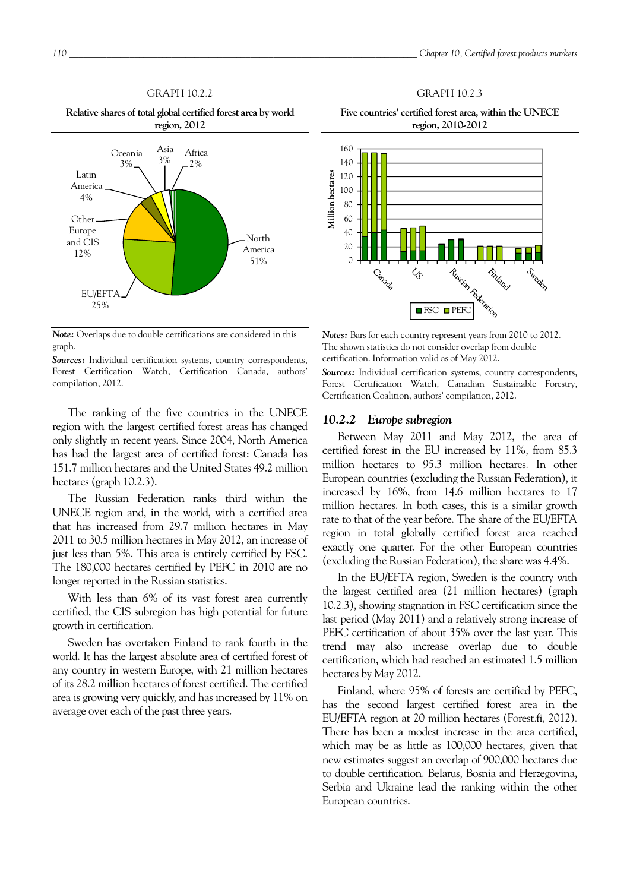GRAPH 10.2.2

**Relative shares of total global certified forest area by world region, 2012**

***Note:*** Overlaps due to double certifications are considered in this graph.

***Sources:*** Individual certification systems, country correspondents, Forest Certification Watch, Certification Canada, authors' compilation, 2012.

GRAPH 10.2.3

**Five countries' certified forest area, within the UNECE region, 2010-2012**

***Notes:*** Bars for each country represent years from 2010 to 2012. The shown statistics do not consider overlap from double certification. Information valid as of May 2012.

***Sources:*** Individual certification systems, country correspondents, Forest Certification Watch, Canadian Sustainable Forestry, Certification Coalition, authors' compilation, 2012.

The ranking of the five countries in the UNECE region with the largest certified forest areas has changed only slightly in recent years. Since 2004, North America has had the largest area of certified forest: Canada has 151.7 million hectares and the United States 49.2 million hectares (graph 10.2.3).

The Russian Federation ranks third within the UNECE region and, in the world, with a certified area that has increased from 29.7 million hectares in May 2011 to 30.5 million hectares in May 2012, an increase of just less than 5%. This area is entirely certified by FSC. The 180,000 hectares certified by PEFC in 2010 are no longer reported in the Russian statistics.

With less than 6% of its vast forest area currently certified, the CIS subregion has high potential for future growth in certification.

Sweden has overtaken Finland to rank fourth in the world. It has the largest absolute area of certified forest of any country in western Europe, with 21 million hectares of its 28.2 million hectares of forest certified. The certified area is growing very quickly, and has increased by 11% on average over each of the past three years.

### *10.2.2 Europe subregion*

Between May 2011 and May 2012, the area of certified forest in the EU increased by 11%, from 85.3 million hectares to 95.3 million hectares. In other European countries (excluding the Russian Federation), it increased by 16%, from 14.6 million hectares to 17 million hectares. In both cases, this is a similar growth rate to that of the year before. The share of the EU/EFTA region in total globally certified forest area reached exactly one quarter. For the other European countries (excluding the Russian Federation), the share was 4.4%.

In the EU/EFTA region, Sweden is the country with the largest certified area (21 million hectares) (graph 10.2.3), showing stagnation in FSC certification since the last period (May 2011) and a relatively strong increase of PEFC certification of about 35% over the last year. This trend may also increase overlap due to double certification, which had reached an estimated 1.5 million hectares by May 2012.

Finland, where 95% of forests are certified by PEFC, has the second largest certified forest area in the EU/EFTA region at 20 million hectares (Forest.fi, 2012). There has been a modest increase in the area certified, which may be as little as 100,000 hectares, given that new estimates suggest an overlap of 900,000 hectares due to double certification. Belarus, Bosnia and Herzegovina, Serbia and Ukraine lead the ranking within the other European countries.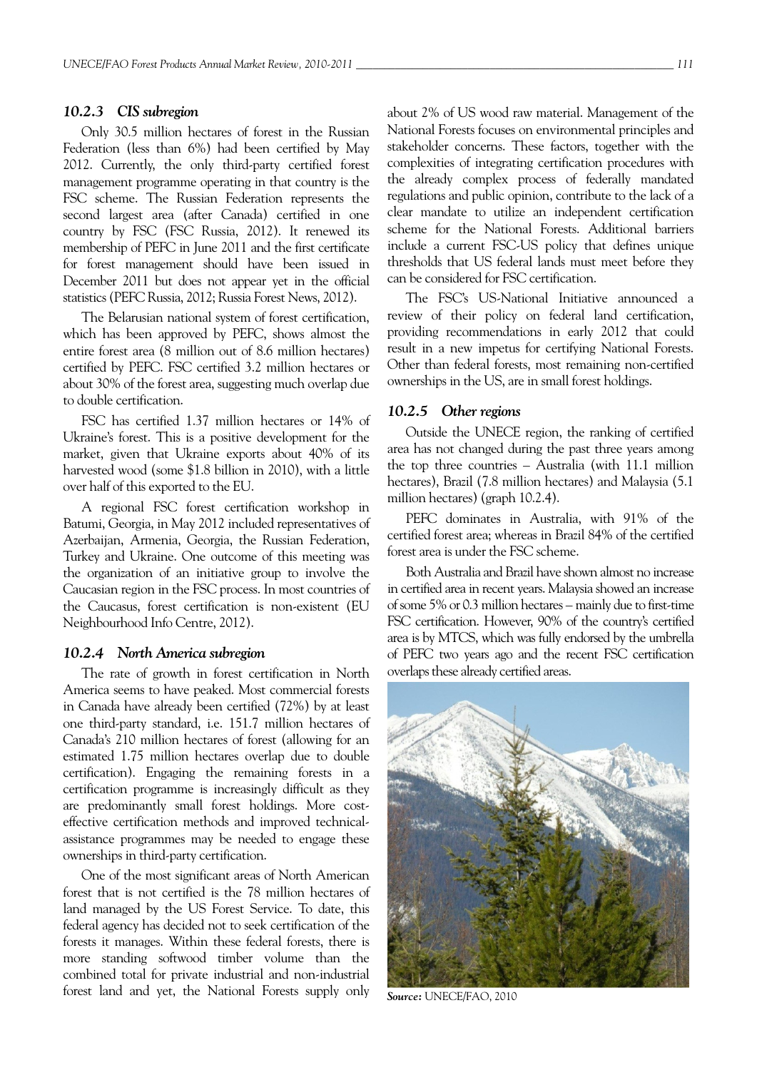### 10.2.3 *CIS subregion*

Only 30.5 million hectares of forest in the Russian Federation (less than 6%) had been certified by May 2012. Currently, the only third-party certified forest management programme operating in that country is the FSC scheme. The Russian Federation represents the second largest area (after Canada) certified in one country by FSC (FSC Russia, 2012). It renewed its membership of PEFC in June 2011 and the first certificate for forest management should have been issued in December 2011 but does not appear yet in the official statistics (PEFC Russia, 2012; Russia Forest News, 2012).

The Belarusian national system of forest certification, which has been approved by PEFC, shows almost the entire forest area (8 million out of 8.6 million hectares) certified by PEFC. FSC certified 3.2 million hectares or about 30% of the forest area, suggesting much overlap due to double certification.

FSC has certified 1.37 million hectares or 14% of Ukraine's forest. This is a positive development for the market, given that Ukraine exports about 40% of its harvested wood (some $1.8 billion in 2010), with a little over half of this exported to the EU.

A regional FSC forest certification workshop in Batumi, Georgia, in May 2012 included representatives of Azerbaijan, Armenia, Georgia, the Russian Federation, Turkey and Ukraine. One outcome of this meeting was the organization of an initiative group to involve the Caucasian region in the FSC process. In most countries of the Caucasus, forest certification is non-existent (EU Neighbourhood Info Centre, 2012).

### 10.2.4 *North America subregion*

The rate of growth in forest certification in North America seems to have peaked. Most commercial forests in Canada have already been certified (72%) by at least one third-party standard, i.e. 151.7 million hectares of Canada's 210 million hectares of forest (allowing for an estimated 1.75 million hectares overlap due to double certification). Engaging the remaining forests in a certification programme is increasingly difficult as they are predominantly small forest holdings. More cost-effective certification methods and improved technical-assistance programmes may be needed to engage these ownerships in third-party certification.

One of the most significant areas of North American forest that is not certified is the 78 million hectares of land managed by the US Forest Service. To date, this federal agency has decided not to seek certification of the forests it manages. Within these federal forests, there is more standing softwood timber volume than the combined total for private industrial and non-industrial forest land and yet, the National Forests supply only about 2% of US wood raw material. Management of the National Forests focuses on environmental principles and stakeholder concerns. These factors, together with the complexities of integrating certification procedures with the already complex process of federally mandated regulations and public opinion, contribute to the lack of a clear mandate to utilize an independent certification scheme for the National Forests. Additional barriers include a current FSC-US policy that defines unique thresholds that US federal lands must meet before they can be considered for FSC certification.

The FSC's US-National Initiative announced a review of their policy on federal land certification, providing recommendations in early 2012 that could result in a new impetus for certifying National Forests. Other than federal forests, most remaining non-certified ownerships in the US, are in small forest holdings.

### 10.2.5 *Other regions*

Outside the UNECE region, the ranking of certified area has not changed during the past three years among the top three countries – Australia (with 11.1 million hectares), Brazil (7.8 million hectares) and Malaysia (5.1 million hectares) (graph 10.2.4).

PEFC dominates in Australia, with 91% of the certified forest area; whereas in Brazil 84% of the certified forest area is under the FSC scheme.

Both Australia and Brazil have shown almost no increase in certified area in recent years. Malaysia showed an increase of some 5% or 0.3 million hectares – mainly due to first-time FSC certification. However, 90% of the country's certified area is by MTCS, which was fully endorsed by the umbrella of PEFC two years ago and the recent FSC certification overlaps these already certified areas.

***Source:*** UNECE/FAO, 2010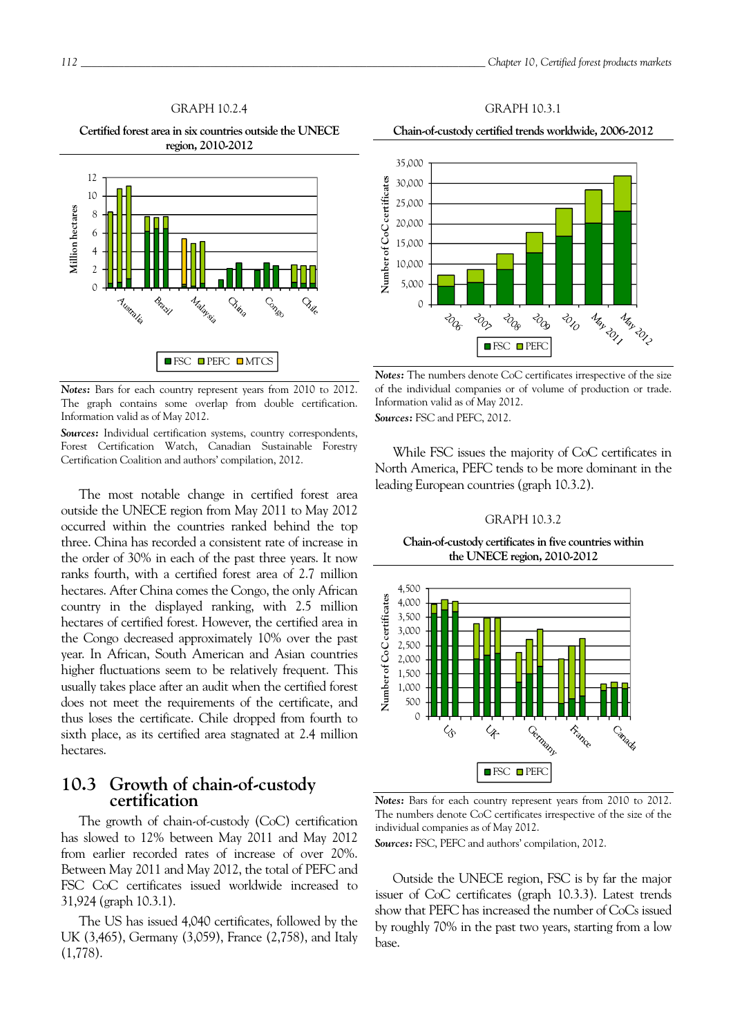GRAPH 10.2.4

**Certified forest area in six countries outside the UNECE region, 2010-2012**

***Notes:*** Bars for each country represent years from 2010 to 2012. The graph contains some overlap from double certification. Information valid as of May 2012.

***Sources:*** Individual certification systems, country correspondents, Forest Certification Watch, Canadian Sustainable Forestry Certification Coalition and authors' compilation, 2012.

The most notable change in certified forest area outside the UNECE region from May 2011 to May 2012 occurred within the countries ranked behind the top three. China has recorded a consistent rate of increase in the order of 30% in each of the past three years. It now ranks fourth, with a certified forest area of 2.7 million hectares. After China comes the Congo, the only African country in the displayed ranking, with 2.5 million hectares of certified forest. However, the certified area in the Congo decreased approximately 10% over the past year. In African, South American and Asian countries higher fluctuations seem to be relatively frequent. This usually takes place after an audit when the certified forest does not meet the requirements of the certificate, and thus loses the certificate. Chile dropped from fourth to sixth place, as its certified area stagnated at 2.4 million hectares.

## 10.3 Growth of chain-of-custody certification

The growth of chain-of-custody (CoC) certification has slowed to 12% between May 2011 and May 2012 from earlier recorded rates of increase of over 20%. Between May 2011 and May 2012, the total of PEFC and FSC CoC certificates issued worldwide increased to 31,924 (graph 10.3.1).

The US has issued 4,040 certificates, followed by the UK (3,465), Germany (3,059), France (2,758), and Italy (1,778).

GRAPH 10.3.1

**Chain-of-custody certified trends worldwide, 2006-2012**

***Notes:*** The numbers denote CoC certificates irrespective of the size of the individual companies or of volume of production or trade. Information valid as of May 2012.

***Sources:*** FSC and PEFC, 2012.

While FSC issues the majority of CoC certificates in North America, PEFC tends to be more dominant in the leading European countries (graph 10.3.2).

GRAPH 10.3.2

**Chain-of-custody certificates in five countries within the UNECE region, 2010-2012**

***Notes:*** Bars for each country represent years from 2010 to 2012. The numbers denote CoC certificates irrespective of the size of the individual companies as of May 2012.

***Sources:*** FSC, PEFC and authors' compilation, 2012.

Outside the UNECE region, FSC is by far the major issuer of CoC certificates (graph 10.3.3). Latest trends show that PEFC has increased the number of CoCs issued by roughly 70% in the past two years, starting from a low base.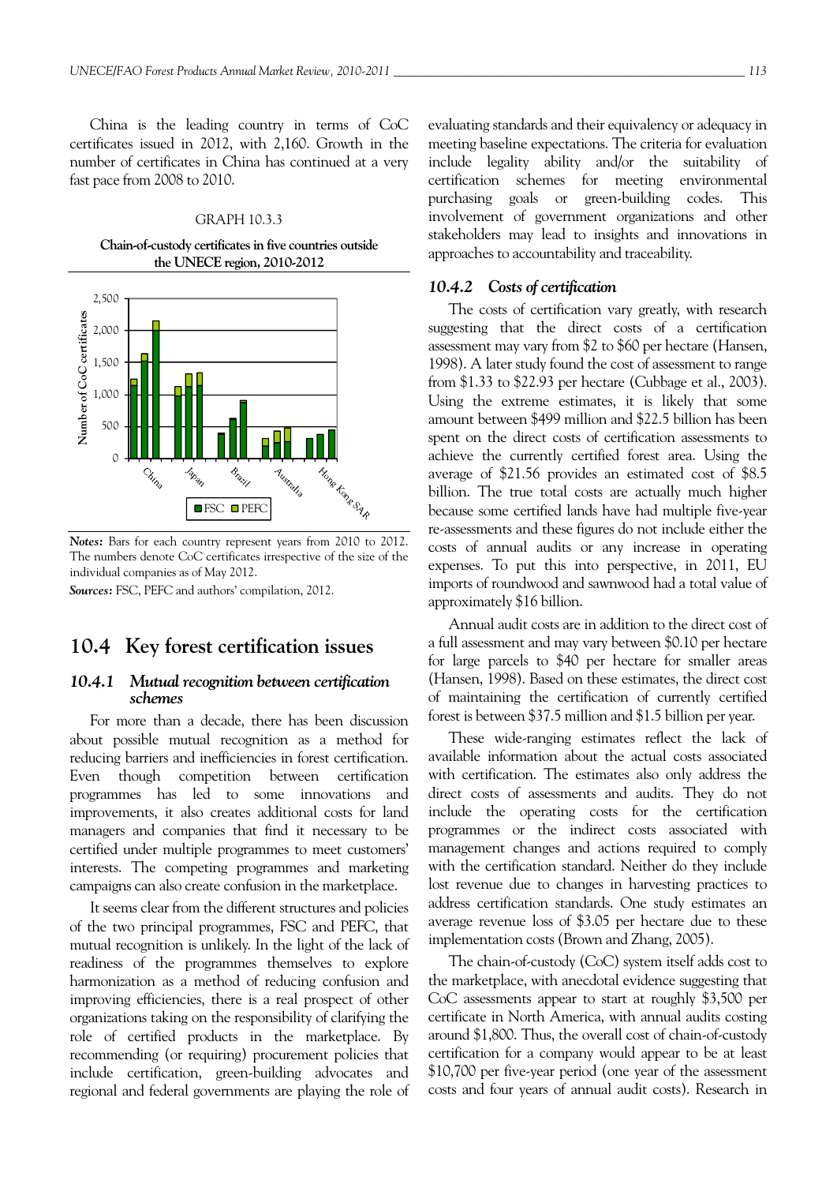China is the leading country in terms of CoC certificates issued in 2012, with 2,160. Growth in the number of certificates in China has continued at a very fast pace from 2008 to 2010.

GRAPH 10.3.3

**Chain-of-custody certificates in five countries outside the UNECE region, 2010-2012**

*Notes:* Bars for each country represent years from 2010 to 2012. The numbers denote CoC certificates irrespective of the size of the individual companies as of May 2012.

*Sources:* FSC, PEFC and authors' compilation, 2012.

## 10.4 Key forest certification issues

### *10.4.1 Mutual recognition between certification schemes*

For more than a decade, there has been discussion about possible mutual recognition as a method for reducing barriers and inefficiencies in forest certification. Even though competition between certification programmes has led to some innovations and improvements, it also creates additional costs for land managers and companies that find it necessary to be certified under multiple programmes to meet customers' interests. The competing programmes and marketing campaigns can also create confusion in the marketplace.

It seems clear from the different structures and policies of the two principal programmes, FSC and PEFC, that mutual recognition is unlikely. In the light of the lack of readiness of the programmes themselves to explore harmonization as a method of reducing confusion and improving efficiencies, there is a real prospect of other organizations taking on the responsibility of clarifying the role of certified products in the marketplace. By recommending (or requiring) procurement policies that include certification, green-building advocates and regional and federal governments are playing the role of evaluating standards and their equivalency or adequacy in meeting baseline expectations. The criteria for evaluation include legality ability and/or the suitability of certification schemes for meeting environmental purchasing goals or green-building codes. This involvement of government organizations and other stakeholders may lead to insights and innovations in approaches to accountability and traceability.

### *10.4.2 Costs of certification*

The costs of certification vary greatly, with research suggesting that the direct costs of a certification assessment may vary from $2 to $60 per hectare (Hansen, 1998). A later study found the cost of assessment to range from $1.33 to $22.93 per hectare (Cubbage et al., 2003). Using the extreme estimates, it is likely that some amount between $499 million and $22.5 billion has been spent on the direct costs of certification assessments to achieve the currently certified forest area. Using the average of $21.56 provides an estimated cost of $8.5 billion. The true total costs are actually much higher because some certified lands have had multiple five-year re-assessments and these figures do not include either the costs of annual audits or any increase in operating expenses. To put this into perspective, in 2011, EU imports of roundwood and sawnwood had a total value of approximately $16 billion.

Annual audit costs are in addition to the direct cost of a full assessment and may vary between $0.10 per hectare for large parcels to $40 per hectare for smaller areas (Hansen, 1998). Based on these estimates, the direct cost of maintaining the certification of currently certified forest is between $37.5 million and $1.5 billion per year.

These wide-ranging estimates reflect the lack of available information about the actual costs associated with certification. The estimates also only address the direct costs of assessments and audits. They do not include the operating costs for the certification programmes or the indirect costs associated with management changes and actions required to comply with the certification standard. Neither do they include lost revenue due to changes in harvesting practices to address certification standards. One study estimates an average revenue loss of $3.05 per hectare due to these implementation costs (Brown and Zhang, 2005).

The chain-of-custody (CoC) system itself adds cost to the marketplace, with anecdotal evidence suggesting that CoC assessments appear to start at roughly $3,500 per certificate in North America, with annual audits costing around $1,800. Thus, the overall cost of chain-of-custody certification for a company would appear to be at least $10,700 per five-year period (one year of the assessment costs and four years of annual audit costs). Research in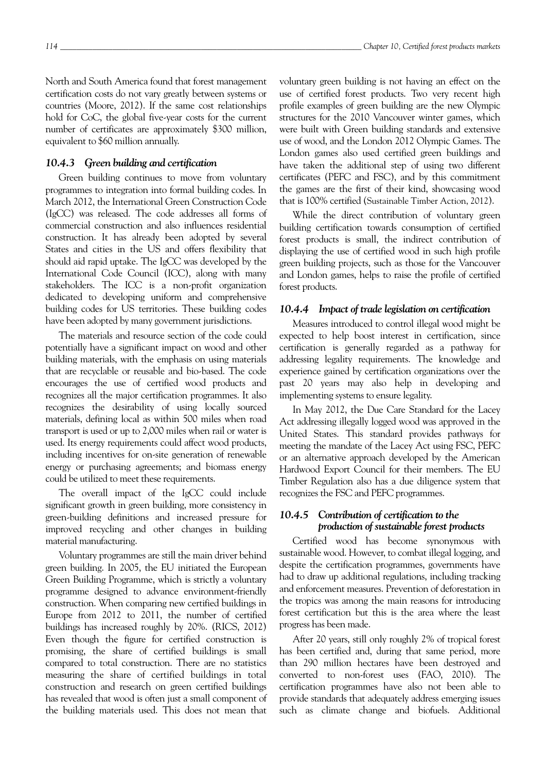North and South America found that forest management certification costs do not vary greatly between systems or countries (Moore, 2012). If the same cost relationships hold for CoC, the global five-year costs for the current number of certificates are approximately $300 million, equivalent to $60 million annually.

### 10.4.3 Green building and certification

Green building continues to move from voluntary programmes to integration into formal building codes. In March 2012, the International Green Construction Code (IgCC) was released. The code addresses all forms of commercial construction and also influences residential construction. It has already been adopted by several States and cities in the US and offers flexibility that should aid rapid uptake. The IgCC was developed by the International Code Council (ICC), along with many stakeholders. The ICC is a non-profit organization dedicated to developing uniform and comprehensive building codes for US territories. These building codes have been adopted by many government jurisdictions.

The materials and resource section of the code could potentially have a significant impact on wood and other building materials, with the emphasis on using materials that are recyclable or reusable and bio-based. The code encourages the use of certified wood products and recognizes all the major certification programmes. It also recognizes the desirability of using locally sourced materials, defining local as within 500 miles when road transport is used or up to 2,000 miles when rail or water is used. Its energy requirements could affect wood products, including incentives for on-site generation of renewable energy or purchasing agreements; and biomass energy could be utilized to meet these requirements.

The overall impact of the IgCC could include significant growth in green building, more consistency in green-building definitions and increased pressure for improved recycling and other changes in building material manufacturing.

Voluntary programmes are still the main driver behind green building. In 2005, the EU initiated the European Green Building Programme, which is strictly a voluntary programme designed to advance environment-friendly construction. When comparing new certified buildings in Europe from 2012 to 2011, the number of certified buildings has increased roughly by 20%. (RICS, 2012) Even though the figure for certified construction is promising, the share of certified buildings is small compared to total construction. There are no statistics measuring the share of certified buildings in total construction and research on green certified buildings has revealed that wood is often just a small component of the building materials used. This does not mean that voluntary green building is not having an effect on the use of certified forest products. Two very recent high profile examples of green building are the new Olympic structures for the 2010 Vancouver winter games, which were built with Green building standards and extensive use of wood, and the London 2012 Olympic Games. The London games also used certified green buildings and have taken the additional step of using two different certificates (PEFC and FSC), and by this commitment the games are the first of their kind, showcasing wood that is 100% certified (Sustainable Timber Action, 2012).

While the direct contribution of voluntary green building certification towards consumption of certified forest products is small, the indirect contribution of displaying the use of certified wood in such high profile green building projects, such as those for the Vancouver and London games, helps to raise the profile of certified forest products.

### 10.4.4 Impact of trade legislation on certification

Measures introduced to control illegal wood might be expected to help boost interest in certification, since certification is generally regarded as a pathway for addressing legality requirements. The knowledge and experience gained by certification organizations over the past 20 years may also help in developing and implementing systems to ensure legality.

In May 2012, the Due Care Standard for the Lacey Act addressing illegally logged wood was approved in the United States. This standard provides pathways for meeting the mandate of the Lacey Act using FSC, PEFC or an alternative approach developed by the American Hardwood Export Council for their members. The EU Timber Regulation also has a due diligence system that recognizes the FSC and PEFC programmes.

### 10.4.5 Contribution of certification to the production of sustainable forest products

Certified wood has become synonymous with sustainable wood. However, to combat illegal logging, and despite the certification programmes, governments have had to draw up additional regulations, including tracking and enforcement measures. Prevention of deforestation in the tropics was among the main reasons for introducing forest certification but this is the area where the least progress has been made.

After 20 years, still only roughly 2% of tropical forest has been certified and, during that same period, more than 290 million hectares have been destroyed and converted to non-forest uses (FAO, 2010). The certification programmes have also not been able to provide standards that adequately address emerging issues such as climate change and biofuels. Additional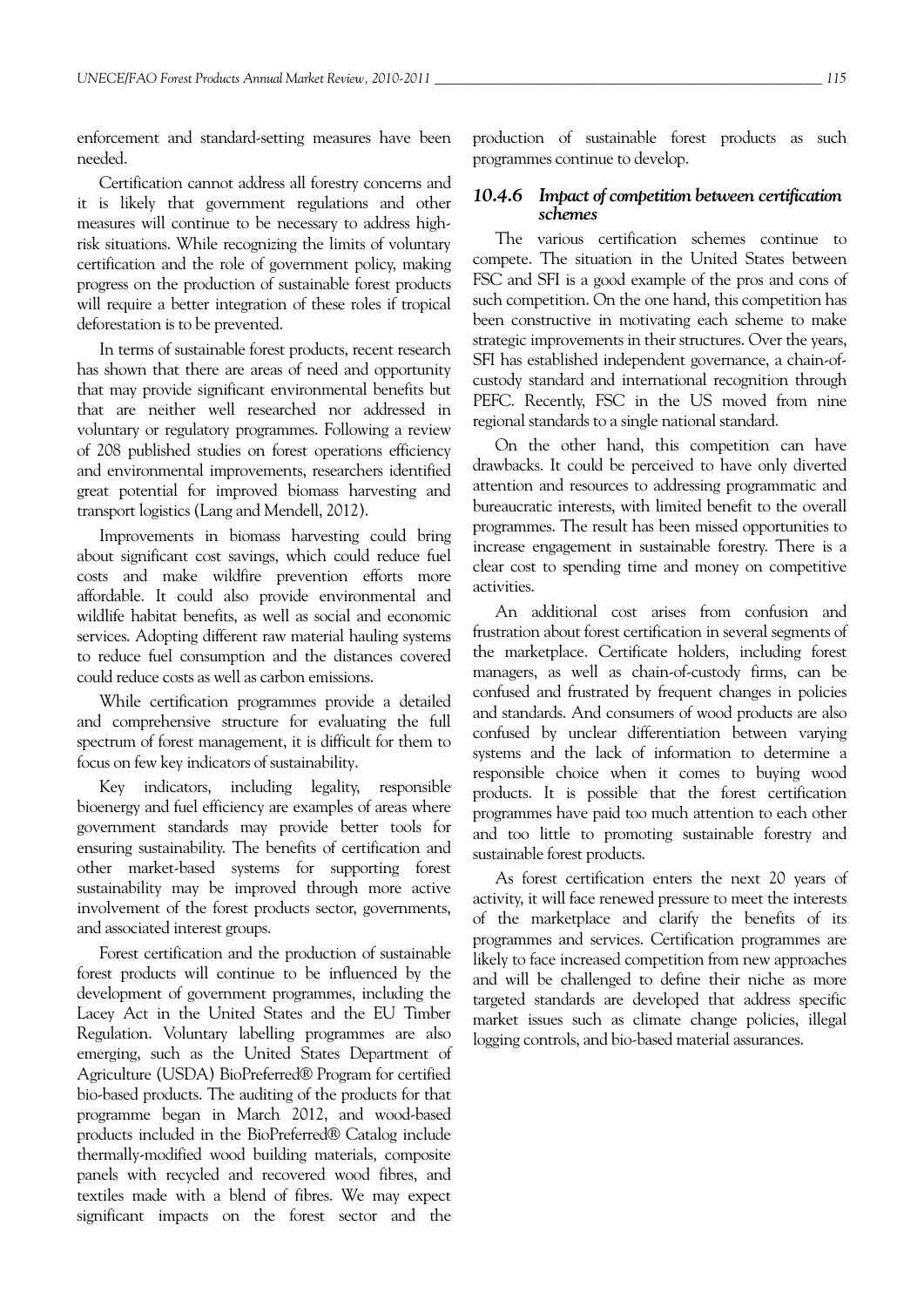enforcement and standard-setting measures have been needed.

Certification cannot address all forestry concerns and it is likely that government regulations and other measures will continue to be necessary to address high-risk situations. While recognizing the limits of voluntary certification and the role of government policy, making progress on the production of sustainable forest products will require a better integration of these roles if tropical deforestation is to be prevented.

In terms of sustainable forest products, recent research has shown that there are areas of need and opportunity that may provide significant environmental benefits but that are neither well researched nor addressed in voluntary or regulatory programmes. Following a review of 208 published studies on forest operations efficiency and environmental improvements, researchers identified great potential for improved biomass harvesting and transport logistics (Lang and Mendell, 2012).

Improvements in biomass harvesting could bring about significant cost savings, which could reduce fuel costs and make wildfire prevention efforts more affordable. It could also provide environmental and wildlife habitat benefits, as well as social and economic services. Adopting different raw material hauling systems to reduce fuel consumption and the distances covered could reduce costs as well as carbon emissions.

While certification programmes provide a detailed and comprehensive structure for evaluating the full spectrum of forest management, it is difficult for them to focus on few key indicators of sustainability.

Key indicators, including legality, responsible bioenergy and fuel efficiency are examples of areas where government standards may provide better tools for ensuring sustainability. The benefits of certification and other market-based systems for supporting forest sustainability may be improved through more active involvement of the forest products sector, governments, and associated interest groups.

Forest certification and the production of sustainable forest products will continue to be influenced by the development of government programmes, including the Lacey Act in the United States and the EU Timber Regulation. Voluntary labelling programmes are also emerging, such as the United States Department of Agriculture (USDA) BioPreferred® Program for certified bio-based products. The auditing of the products for that programme began in March 2012, and wood-based products included in the BioPreferred® Catalog include thermally-modified wood building materials, composite panels with recycled and recovered wood fibres, and textiles made with a blend of fibres. We may expect significant impacts on the forest sector and the production of sustainable forest products as such programmes continue to develop.

### *10.4.6 Impact of competition between certification schemes*

The various certification schemes continue to compete. The situation in the United States between FSC and SFI is a good example of the pros and cons of such competition. On the one hand, this competition has been constructive in motivating each scheme to make strategic improvements in their structures. Over the years, SFI has established independent governance, a chain-of-custody standard and international recognition through PEFC. Recently, FSC in the US moved from nine regional standards to a single national standard.

On the other hand, this competition can have drawbacks. It could be perceived to have only diverted attention and resources to addressing programmatic and bureaucratic interests, with limited benefit to the overall programmes. The result has been missed opportunities to increase engagement in sustainable forestry. There is a clear cost to spending time and money on competitive activities.

An additional cost arises from confusion and frustration about forest certification in several segments of the marketplace. Certificate holders, including forest managers, as well as chain-of-custody firms, can be confused and frustrated by frequent changes in policies and standards. And consumers of wood products are also confused by unclear differentiation between varying systems and the lack of information to determine a responsible choice when it comes to buying wood products. It is possible that the forest certification programmes have paid too much attention to each other and too little to promoting sustainable forestry and sustainable forest products.

As forest certification enters the next 20 years of activity, it will face renewed pressure to meet the interests of the marketplace and clarify the benefits of its programmes and services. Certification programmes are likely to face increased competition from new approaches and will be challenged to define their niche as more targeted standards are developed that address specific market issues such as climate change policies, illegal logging controls, and bio-based material assurances.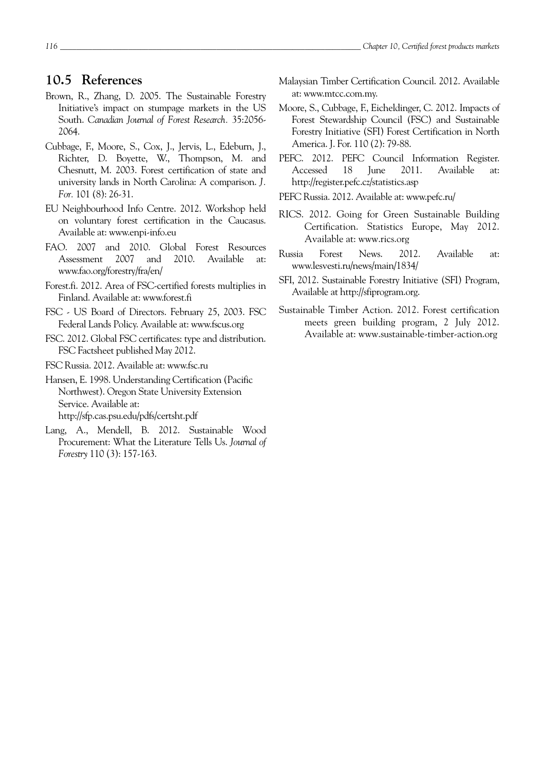## 10.5 References

Brown, R., Zhang, D. 2005. The Sustainable Forestry Initiative's impact on stumpage markets in the US South. *Canadian Journal of Forest Research.* 35:2056-2064.

Cubbage, F., Moore, S., Cox, J., Jervis, L., Edeburn, J., Richter, D. Boyette, W., Thompson, M. and Chesnutt, M. 2003. Forest certification of state and university lands in North Carolina: A comparison. *J. For.* 101 (8): 26-31.

EU Neighbourhood Info Centre. 2012. Workshop held on voluntary forest certification in the Caucasus. Available at: www.enpi-info.eu

FAO. 2007 and 2010. Global Forest Resources Assessment 2007 and 2010. Available at: www.fao.org/forestry/fra/en/

Forest.fi. 2012. Area of FSC-certified forests multiplies in Finland. Available at: www.forest.fi

FSC - US Board of Directors. February 25, 2003. FSC Federal Lands Policy. Available at: www.fscus.org

FSC. 2012. Global FSC certificates: type and distribution. FSC Factsheet published May 2012.

FSC Russia. 2012. Available at: www.fsc.ru

Hansen, E. 1998. Understanding Certification (Pacific Northwest). Oregon State University Extension Service. Available at: http://sfp.cas.psu.edu/pdfs/certsht.pdf

Lang, A., Mendell, B. 2012. Sustainable Wood Procurement: What the Literature Tells Us. *Journal of Forestry* 110 (3): 157-163.

Malaysian Timber Certification Council. 2012. Available at: www.mtcc.com.my.

Moore, S., Cubbage, F., Eicheldinger, C. 2012. Impacts of Forest Stewardship Council (FSC) and Sustainable Forestry Initiative (SFI) Forest Certification in North America. J. For. 110 (2): 79-88.

PEFC. 2012. PEFC Council Information Register. Accessed 18 June 2011. Available at: http://register.pefc.cz/statistics.asp

PEFC Russia. 2012. Available at: www.pefc.ru/

RICS. 2012. Going for Green Sustainable Building Certification. Statistics Europe, May 2012. Available at: www.rics.org

Russia Forest News. 2012. Available at: www.lesvesti.ru/news/main/1834/

SFI, 2012. Sustainable Forestry Initiative (SFI) Program, Available at http://sfiprogram.org.

Sustainable Timber Action. 2012. Forest certification meets green building program, 2 July 2012. Available at: www.sustainable-timber-action.org